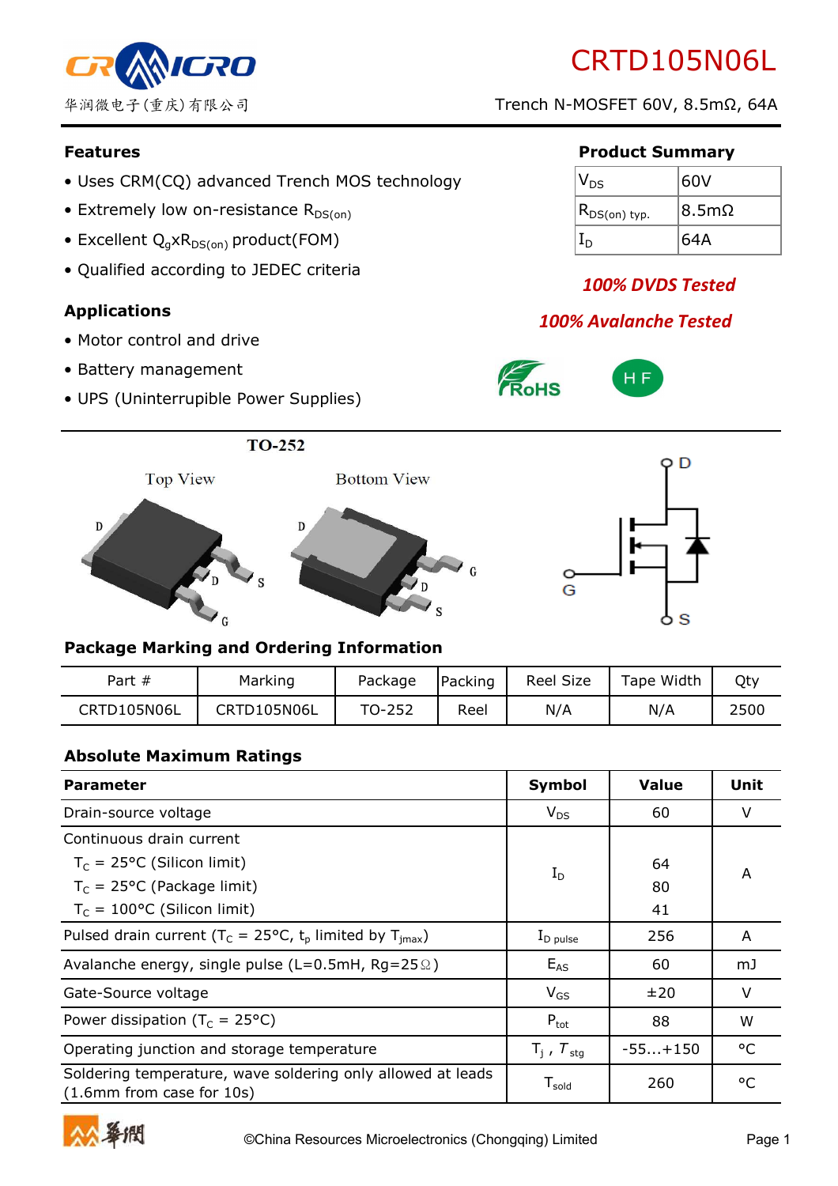華潤微电子(重庆)有限公司

# CRTD105N06L

Trench N-MOSFET 60V, 8.5mΩ, 64A

## Features

- Uses CRM(CQ) advanced Trench MOS technology
- Extremely low on-resistance $R_{DS(on)}$
- Excellent $Q_g$x$R_{DS(on)}$ product(FOM)
- Qualified according to JEDEC criteria

## Product Summary

| | |
|---|---|
| $V_{DS}$ | 60V |
| $R_{DS(on)}$ typ. | 8.5mΩ |
| $I_D$ | 64A |

***100% DVDS Tested***

***100% Avalanche Tested***

RoHS HF

## Applications

- Motor control and drive
- Battery management
- UPS (Uninterrupible Power Supplies)

TO-252

Top View Bottom View

## Package Marking and Ordering Information

| Part # | Marking | Package | Packing | Reel Size | Tape Width | Qty |
|---|---|---|---|---|---|---|
| CRTD105N06L | CRTD105N06L | TO-252 | Reel | N/A | N/A | 2500 |

## Absolute Maximum Ratings

| Parameter | Symbol | Value | Unit |
|---|---|---|---|
| Drain-source voltage | $V_{DS}$ | 60 | V |
| Continuous drain current<br>$T_C$ = 25°C (Silicon limit)<br>$T_C$ = 25°C (Package limit)<br>$T_C$ = 100°C (Silicon limit) | $I_D$ | <br>64<br>80<br>41 | A |
| Pulsed drain current ($T_C$ = 25°C, $t_p$ limited by $T_{jmax}$) | $I_{D\ pulse}$ | 256 | A |
| Avalanche energy, single pulse (L=0.5mH, Rg=25Ω) | $E_{AS}$ | 60 | mJ |
| Gate-Source voltage | $V_{GS}$ | ±20 | V |
| Power dissipation ($T_C$ = 25°C) | $P_{tot}$ | 88 | W |
| Operating junction and storage temperature | $T_j$ , $T_{stg}$ | -55...+150 | °C |
| Soldering temperature, wave soldering only allowed at leads (1.6mm from case for 10s) | $T_{sold}$ | 260 | °C |

©China Resources Microelectronics (Chongqing) Limited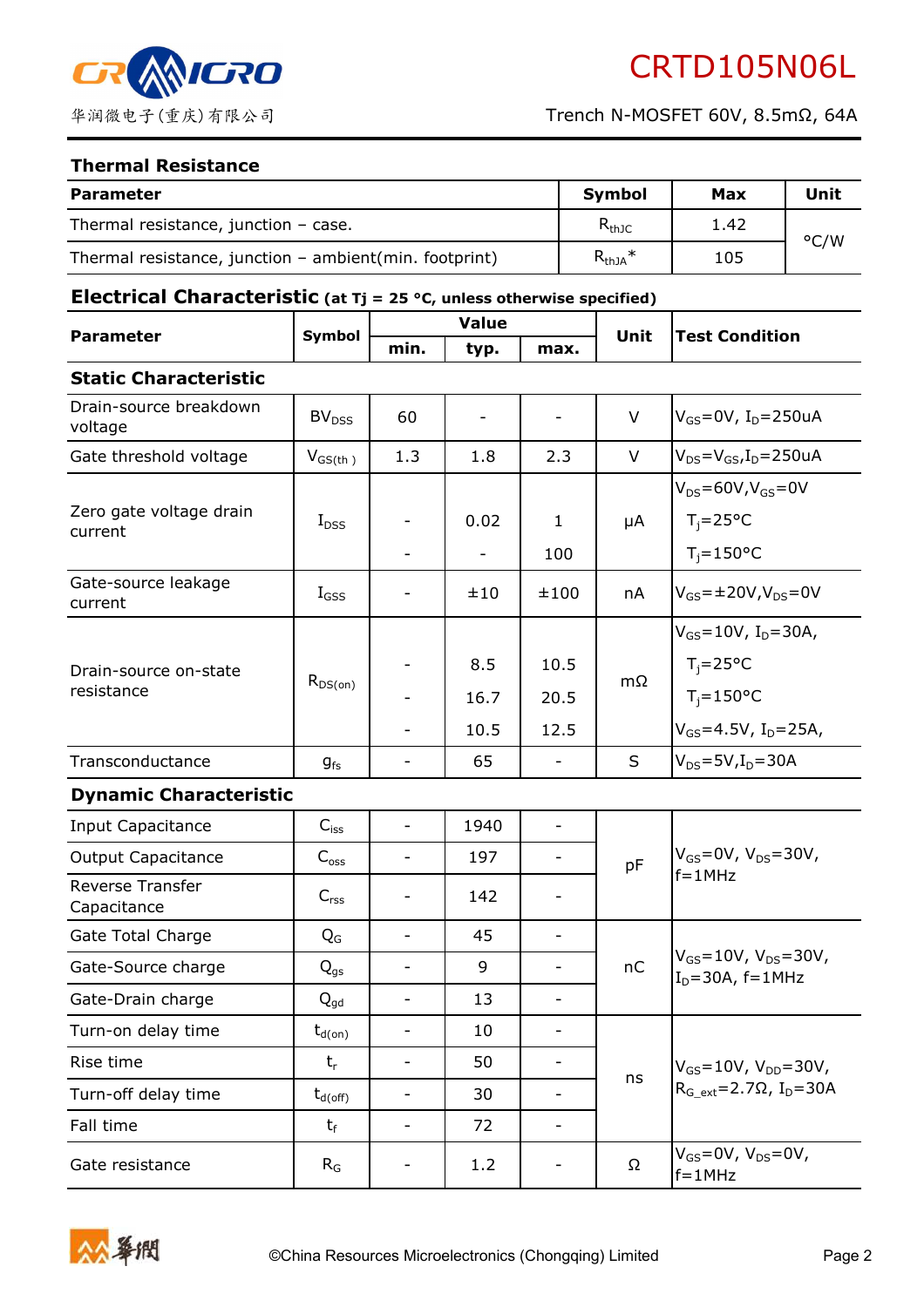## Thermal Resistance

| Parameter | Symbol | Max | Unit |
|---|---|---|---|
| Thermal resistance, junction – case. | $R_{thJC}$ | 1.42 | °C/W |
| Thermal resistance, junction – ambient(min. footprint) | $R_{thJA}$* | 105 | |

## Electrical Characteristic (at Tj = 25 °C, unless otherwise specified)

| Parameter | Symbol | Value | | | Unit | Test Condition |
|---|---|---|---|---|---|---|
| | | min. | typ. | max. | | |
| **Static Characteristic** | | | | | | |
| Drain-source breakdown voltage | $BV_{DSS}$ | 60 | - | - | V | $V_{GS}$=0V, $I_D$=250uA |
| Gate threshold voltage | $V_{GS(th)}$ | 1.3 | 1.8 | 2.3 | V | $V_{DS}$=$V_{GS}$,$I_D$=250uA |
| Zero gate voltage drain current | $I_{DSS}$ | - | 0.02 | 1 | μA | $V_{DS}$=60V,$V_{GS}$=0V, $T_j$=25°C |
| | | - | - | 100 | | $T_j$=150°C |
| Gate-source leakage current | $I_{GSS}$ | - | ±10 | ±100 | nA | $V_{GS}$=±20V,$V_{DS}$=0V |
| Drain-source on-state resistance | $R_{DS(on)}$ | - | 8.5 | 10.5 | mΩ | $V_{GS}$=10V, $I_D$=30A, $T_j$=25°C |
| | | - | 16.7 | 20.5 | | $T_j$=150°C |
| | | - | 10.5 | 12.5 | | $V_{GS}$=4.5V, $I_D$=25A, |
| Transconductance | $g_{fs}$ | - | 65 | - | S | $V_{DS}$=5V,$I_D$=30A |
| **Dynamic Characteristic** | | | | | | |
| Input Capacitance | $C_{iss}$ | - | 1940 | - | pF | $V_{GS}$=0V, $V_{DS}$=30V, f=1MHz |
| Output Capacitance | $C_{oss}$ | - | 197 | - | | |
| Reverse Transfer Capacitance | $C_{rss}$ | - | 142 | - | | |
| Gate Total Charge | $Q_G$ | - | 45 | - | nC | $V_{GS}$=10V, $V_{DS}$=30V, $I_D$=30A, f=1MHz |
| Gate-Source charge | $Q_{gs}$ | - | 9 | - | | |
| Gate-Drain charge | $Q_{gd}$ | - | 13 | - | | |
| Turn-on delay time | $t_{d(on)}$ | - | 10 | - | ns | $V_{GS}$=10V, $V_{DD}$=30V, $R_{G\_ext}$=2.7Ω, $I_D$=30A |
| Rise time | $t_r$ | - | 50 | - | | |
| Turn-off delay time | $t_{d(off)}$ | - | 30 | - | | |
| Fall time | $t_f$ | - | 72 | - | | |
| Gate resistance | $R_G$ | - | 1.2 | - | Ω | $V_{GS}$=0V, $V_{DS}$=0V, f=1MHz |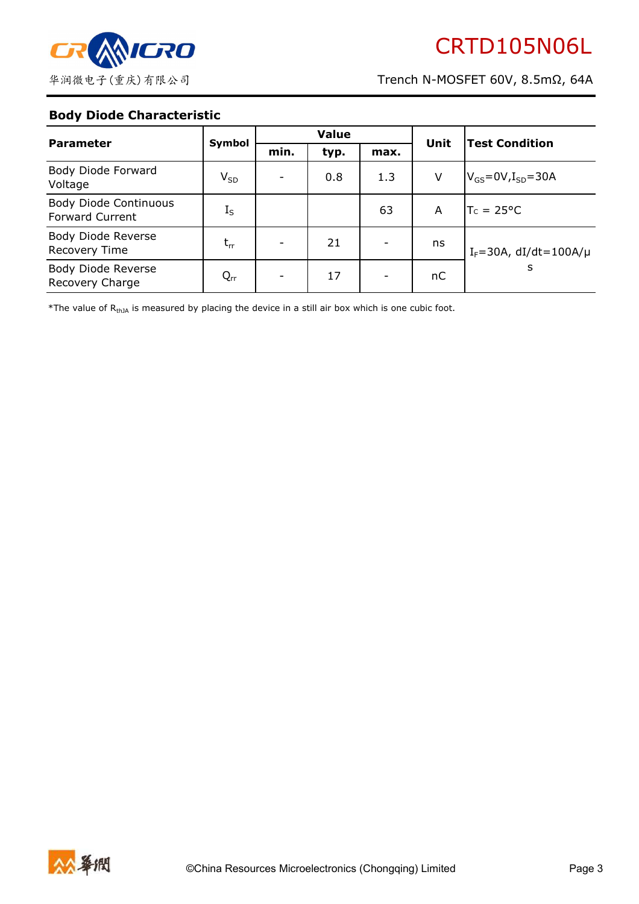## Body Diode Characteristic

| Parameter | Symbol | Value | | | Unit | Test Condition |
|---|---|---|---|---|---|---|
| | | min. | typ. | max. | | |
| Body Diode Forward Voltage | $V_{SD}$ | - | 0.8 | 1.3 | V | $V_{GS}$=0V,$I_{SD}$=30A |
| Body Diode Continuous Forward Current | $I_S$ | | | 63 | A | $T_C$ = 25°C |
| Body Diode Reverse Recovery Time | $t_{rr}$ | - | 21 | - | ns | $I_F$=30A, dI/dt=100A/μs |
| Body Diode Reverse Recovery Charge | $Q_{rr}$ | - | 17 | - | nC | $I_F$=30A, dI/dt=100A/μs |

*The value of $R_{thJA}$ is measured by placing the device in a still air box which is one cubic foot.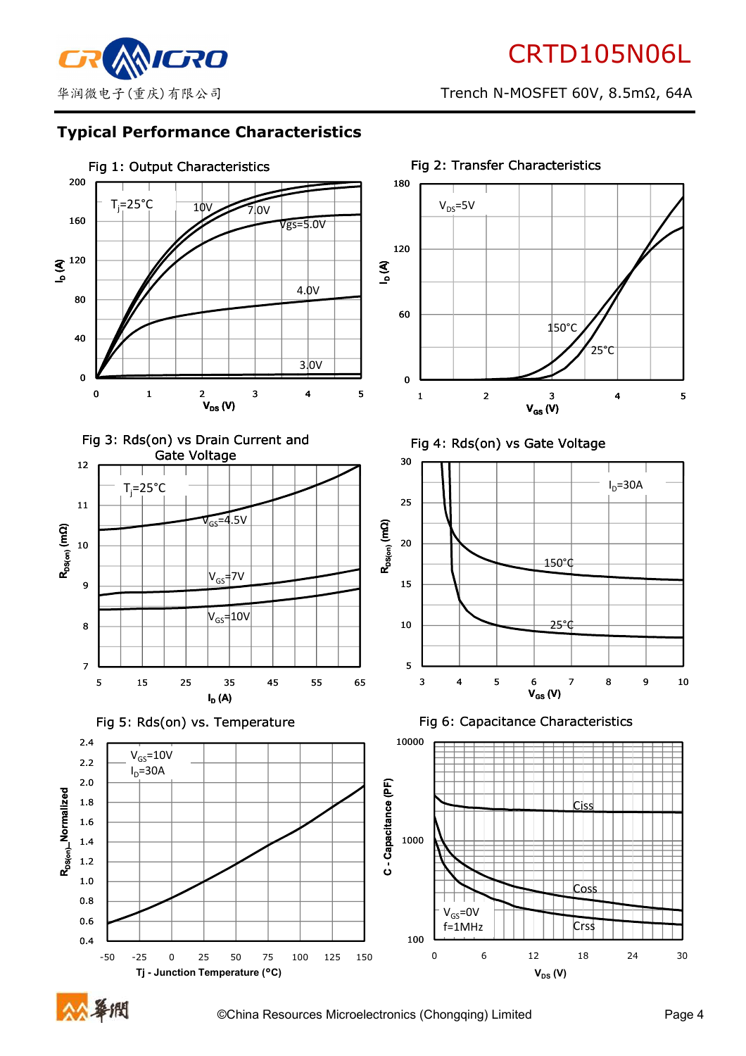## Typical Performance Characteristics

Fig 1: Output Characteristics

Fig 2: Transfer Characteristics

Fig 3: Rds(on) vs Drain Current and Gate Voltage

Fig 4: Rds(on) vs Gate Voltage

Fig 5: Rds(on) vs. Temperature

Fig 6: Capacitance Characteristics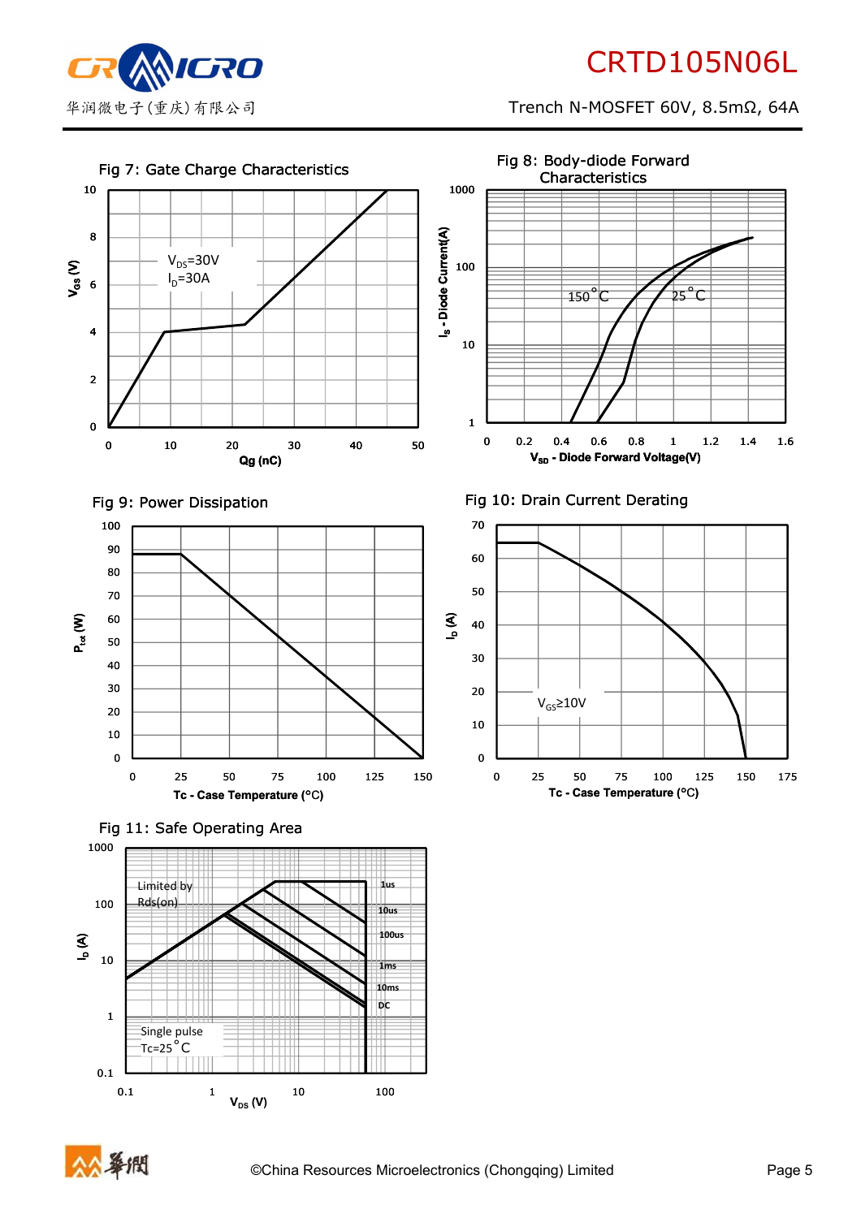Fig 7: Gate Charge Characteristics

$V_{DS}$=30V
$I_D$=30A

$V_{GS}$ (V)

Qg (nC)

Fig 8: Body-diode Forward Characteristics

150°C
25°C

$I_S$ - Diode Current(A)

$V_{SD}$ - Diode Forward Voltage(V)

Fig 9: Power Dissipation

$P_{tot}$ (W)

Tc - Case Temperature (°C)

Fig 10: Drain Current Derating

$V_{GS}$≥10V

$I_D$ (A)

Tc - Case Temperature (°C)

Fig 11: Safe Operating Area

Limited by Rds(on)

1us
10us
100us
1ms
10ms
DC

Single pulse
Tc=25°C

$I_D$ (A)

$V_{DS}$ (V)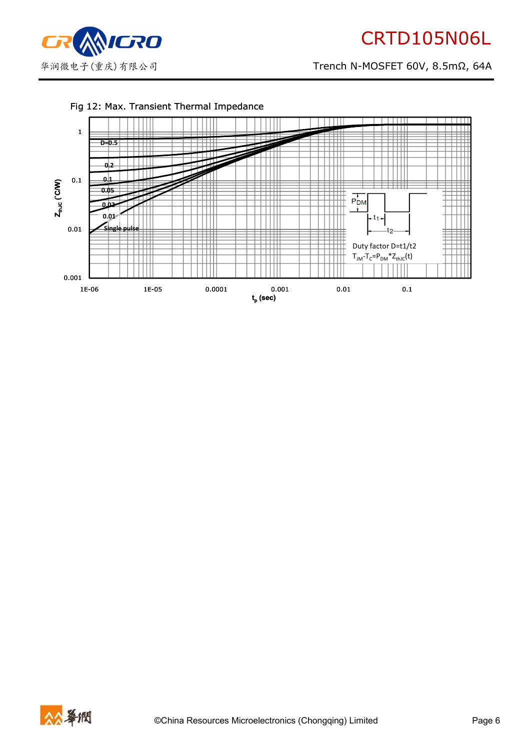Fig 12: Max. Transient Thermal Impedance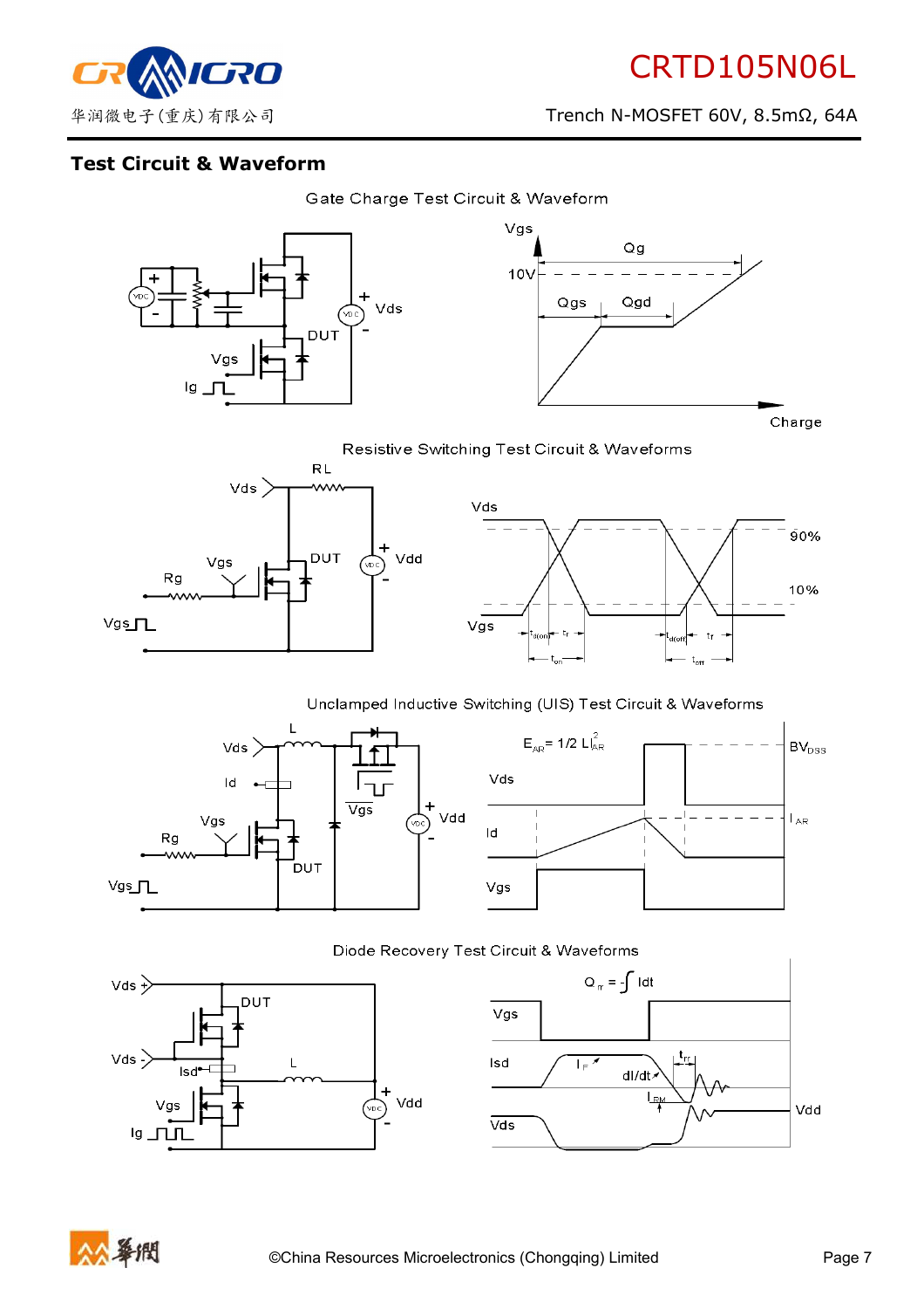## Test Circuit & Waveform

Gate Charge Test Circuit & Waveform

Resistive Switching Test Circuit & Waveforms

Unclamped Inductive Switching (UIS) Test Circuit & Waveforms

Diode Recovery Test Circuit & Waveforms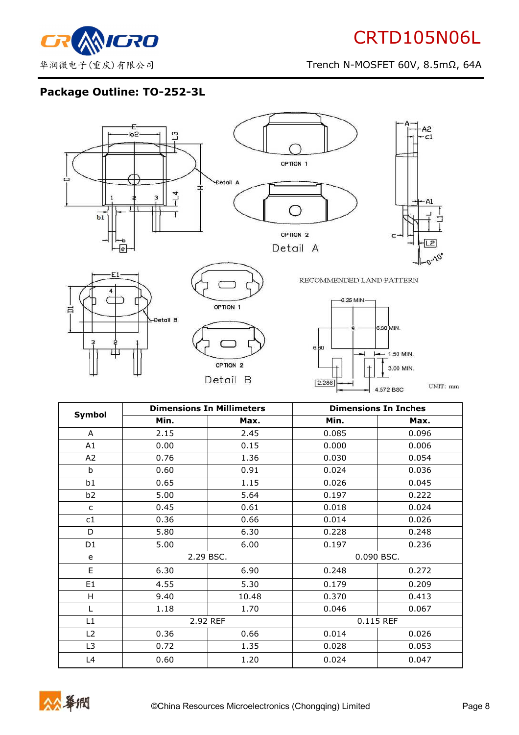## Package Outline: TO-252-3L

<table>
<tr><th rowspan="2">Symbol</th><th colspan="2">Dimensions In Millimeters</th><th colspan="2">Dimensions In Inches</th></tr>
<tr><th>Min.</th><th>Max.</th><th>Min.</th><th>Max.</th></tr>
<tr><td>A</td><td>2.15</td><td>2.45</td><td>0.085</td><td>0.096</td></tr>
<tr><td>A1</td><td>0.00</td><td>0.15</td><td>0.000</td><td>0.006</td></tr>
<tr><td>A2</td><td>0.76</td><td>1.36</td><td>0.030</td><td>0.054</td></tr>
<tr><td>b</td><td>0.60</td><td>0.91</td><td>0.024</td><td>0.036</td></tr>
<tr><td>b1</td><td>0.65</td><td>1.15</td><td>0.026</td><td>0.045</td></tr>
<tr><td>b2</td><td>5.00</td><td>5.64</td><td>0.197</td><td>0.222</td></tr>
<tr><td>c</td><td>0.45</td><td>0.61</td><td>0.018</td><td>0.024</td></tr>
<tr><td>c1</td><td>0.36</td><td>0.66</td><td>0.014</td><td>0.026</td></tr>
<tr><td>D</td><td>5.80</td><td>6.30</td><td>0.228</td><td>0.248</td></tr>
<tr><td>D1</td><td>5.00</td><td>6.00</td><td>0.197</td><td>0.236</td></tr>
<tr><td>e</td><td colspan="2">2.29 BSC.</td><td colspan="2">0.090 BSC.</td></tr>
<tr><td>E</td><td>6.30</td><td>6.90</td><td>0.248</td><td>0.272</td></tr>
<tr><td>E1</td><td>4.55</td><td>5.30</td><td>0.179</td><td>0.209</td></tr>
<tr><td>H</td><td>9.40</td><td>10.48</td><td>0.370</td><td>0.413</td></tr>
<tr><td>L</td><td>1.18</td><td>1.70</td><td>0.046</td><td>0.067</td></tr>
<tr><td>L1</td><td colspan="2">2.92 REF</td><td colspan="2">0.115 REF</td></tr>
<tr><td>L2</td><td>0.36</td><td>0.66</td><td>0.014</td><td>0.026</td></tr>
<tr><td>L3</td><td>0.72</td><td>1.35</td><td>0.028</td><td>0.053</td></tr>
<tr><td>L4</td><td>0.60</td><td>1.20</td><td>0.024</td><td>0.047</td></tr>
</table>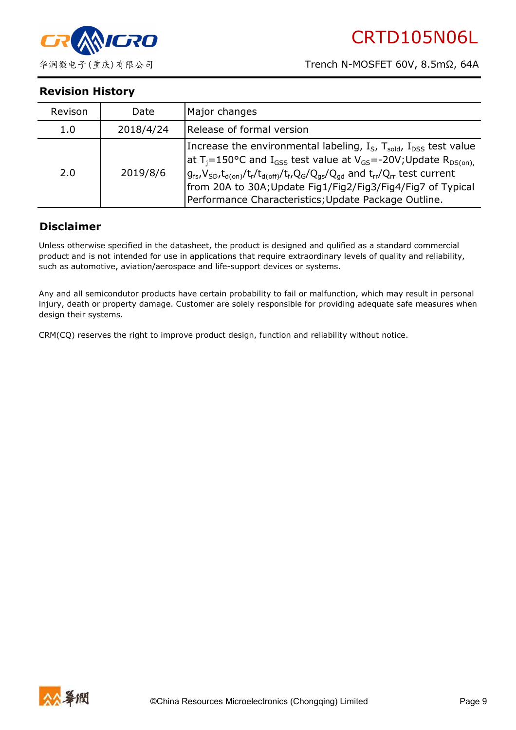## Revision History

| Revison | Date | Major changes |
|---|---|---|
| 1.0 | 2018/4/24 | Release of formal version |
| 2.0 | 2019/8/6 | Increase the environmental labeling, $I_S$, $T_{sold}$, $I_{DSS}$ test value at $T_j$=150°C and $I_{GSS}$ test value at $V_{GS}$=-20V;Update $R_{DS(on)}$, $g_{fs}$,$V_{SD}$,$t_{d(on)}$/$t_r$/$t_{d(off)}$/$t_f$,$Q_G$/$Q_{gs}$/$Q_{gd}$ and $t_{rr}$/$Q_{rr}$ test current from 20A to 30A;Update Fig1/Fig2/Fig3/Fig4/Fig7 of Typical Performance Characteristics;Update Package Outline. |

## Disclaimer

Unless otherwise specified in the datasheet, the product is designed and qulified as a standard commercial product and is not intended for use in applications that require extraordinary levels of quality and reliability, such as automotive, aviation/aerospace and life-support devices or systems.

Any and all semicondutor products have certain probability to fail or malfunction, which may result in personal injury, death or property damage. Customer are solely responsible for providing adequate safe measures when design their systems.

CRM(CQ) reserves the right to improve product design, function and reliability without notice.